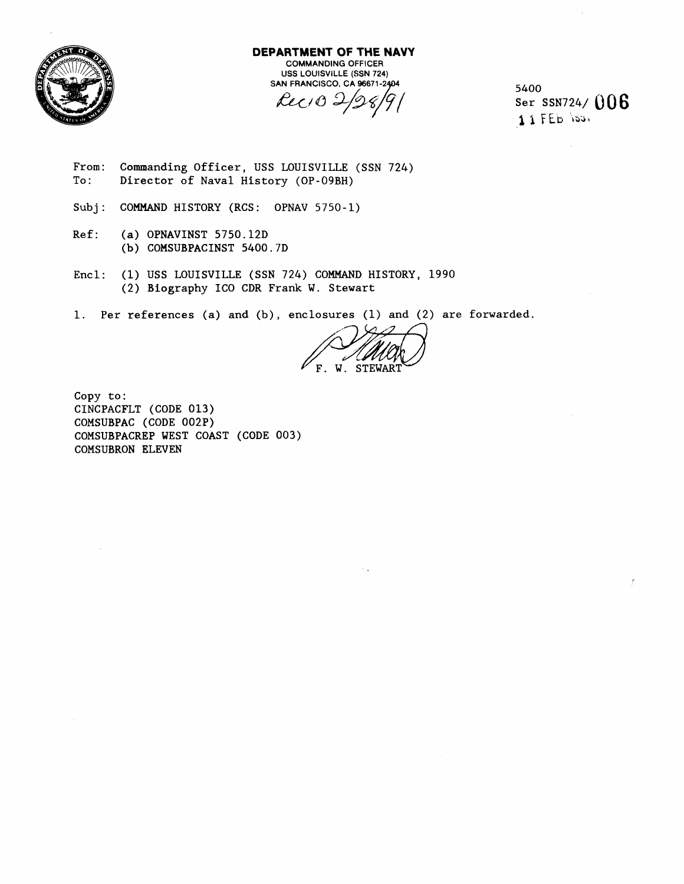**DEPARTMENT OF THE NAVY**
COMMANDING OFFICER
USS LOUISVILLE (SSN 724)
SAN FRANCISCO, CA 96671-2404

Rec'd 2/28/91

5400
Ser SSN724/ 006
11 FEB 1991

From: Commanding Officer, USS LOUISVILLE (SSN 724)
To: Director of Naval History (OP-09BH)

Subj: COMMAND HISTORY (RCS: OPNAV 5750-1)

Ref: (a) OPNAVINST 5750.12D
(b) COMSUBPACINST 5400.7D

Encl: (1) USS LOUISVILLE (SSN 724) COMMAND HISTORY, 1990
(2) Biography ICO CDR Frank W. Stewart

1. Per references (a) and (b), enclosures (1) and (2) are forwarded.

F. W. STEWART

Copy to:
CINCPACFLT (CODE 013)
COMSUBPAC (CODE 002P)
COMSUBPACREP WEST COAST (CODE 003)
COMSUBRON ELEVEN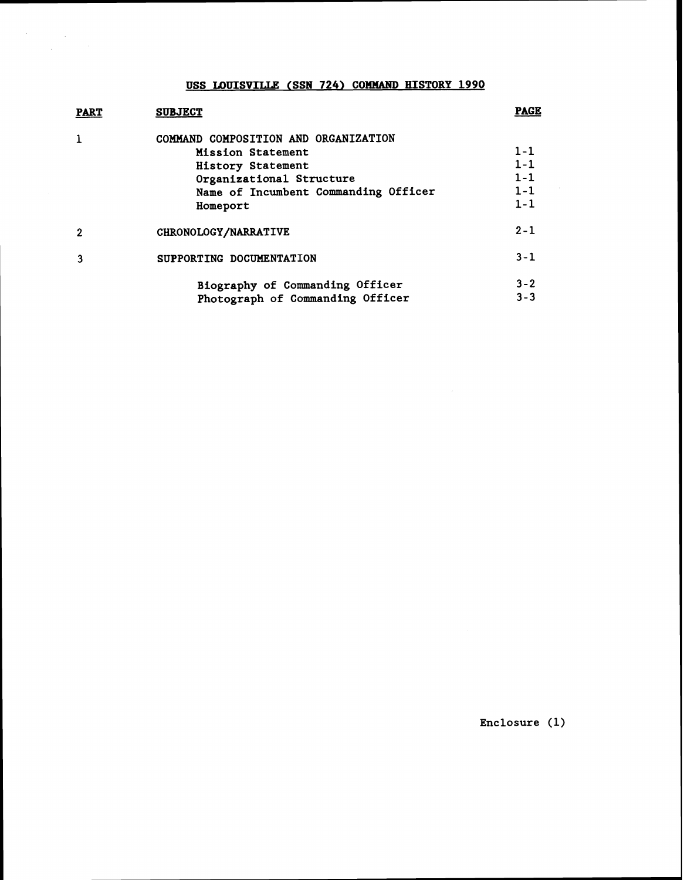## USS LOUISVILLE (SSN 724) COMMAND HISTORY 1990

| PART | SUBJECT | PAGE |
|---|---|---|
| 1 | COMMAND COMPOSITION AND ORGANIZATION | |
| | Mission Statement | 1-1 |
| | History Statement | 1-1 |
| | Organizational Structure | 1-1 |
| | Name of Incumbent Commanding Officer | 1-1 |
| | Homeport | 1-1 |
| 2 | CHRONOLOGY/NARRATIVE | 2-1 |
| 3 | SUPPORTING DOCUMENTATION | 3-1 |
| | Biography of Commanding Officer | 3-2 |
| | Photograph of Commanding Officer | 3-3 |

Enclosure (1)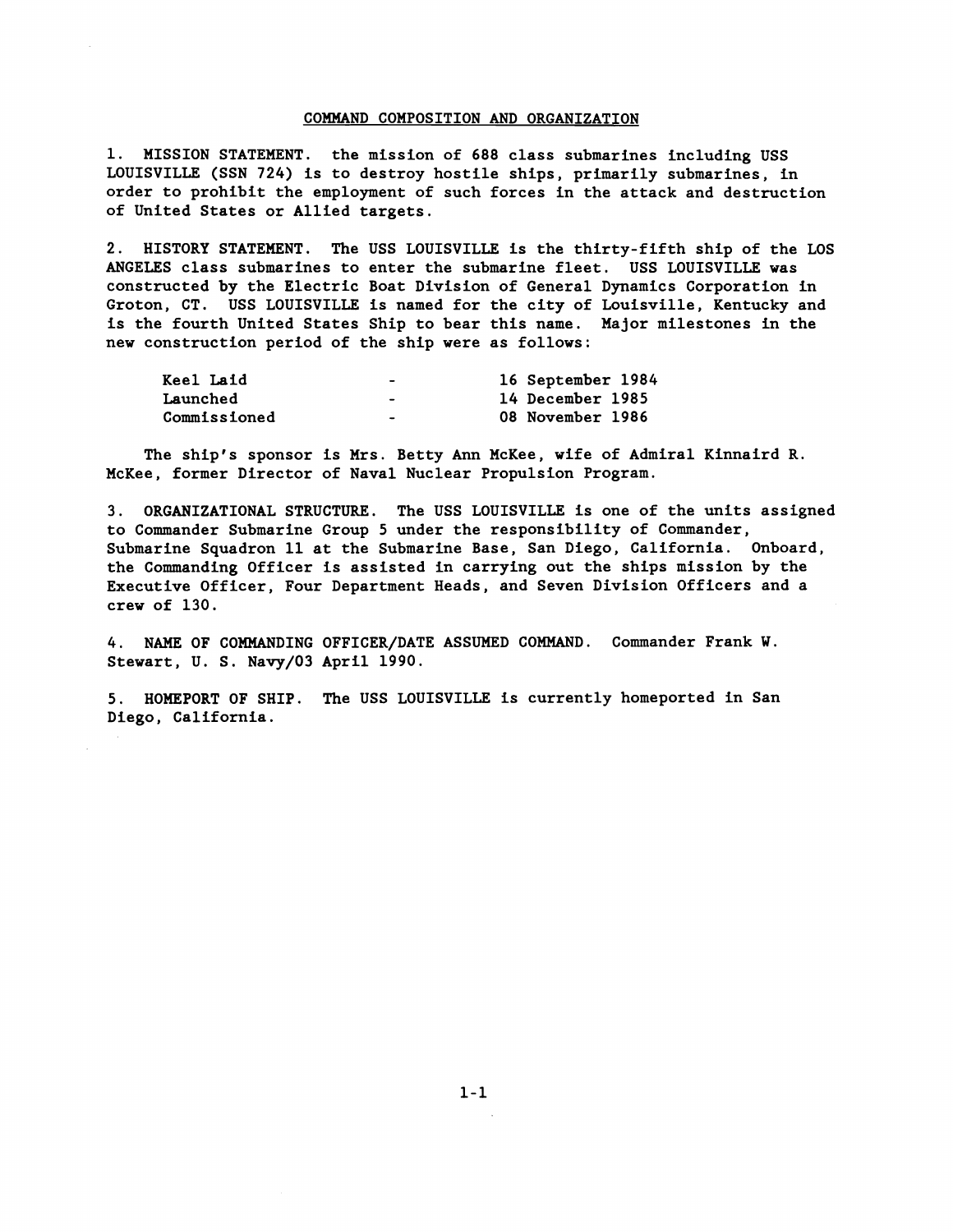## COMMAND COMPOSITION AND ORGANIZATION

1. **MISSION STATEMENT.** the mission of 688 class submarines including USS LOUISVILLE (SSN 724) is to destroy hostile ships, primarily submarines, in order to prohibit the employment of such forces in the attack and destruction of United States or Allied targets.

2. **HISTORY STATEMENT.** The USS LOUISVILLE is the thirty-fifth ship of the LOS ANGELES class submarines to enter the submarine fleet. USS LOUISVILLE was constructed by the Electric Boat Division of General Dynamics Corporation in Groton, CT. USS LOUISVILLE is named for the city of Louisville, Kentucky and is the fourth United States Ship to bear this name. Major milestones in the new construction period of the ship were as follows:

| | | |
|---|---|---|
| Keel Laid | - | 16 September 1984 |
| Launched | - | 14 December 1985 |
| Commissioned | - | 08 November 1986 |

The ship's sponsor is Mrs. Betty Ann McKee, wife of Admiral Kinnaird R. McKee, former Director of Naval Nuclear Propulsion Program.

3. **ORGANIZATIONAL STRUCTURE.** The USS LOUISVILLE is one of the units assigned to Commander Submarine Group 5 under the responsibility of Commander, Submarine Squadron 11 at the Submarine Base, San Diego, California. Onboard, the Commanding Officer is assisted in carrying out the ships mission by the Executive Officer, Four Department Heads, and Seven Division Officers and a crew of 130.

4. **NAME OF COMMANDING OFFICER/DATE ASSUMED COMMAND.** Commander Frank W. Stewart, U. S. Navy/03 April 1990.

5. **HOMEPORT OF SHIP.** The USS LOUISVILLE is currently homeported in San Diego, California.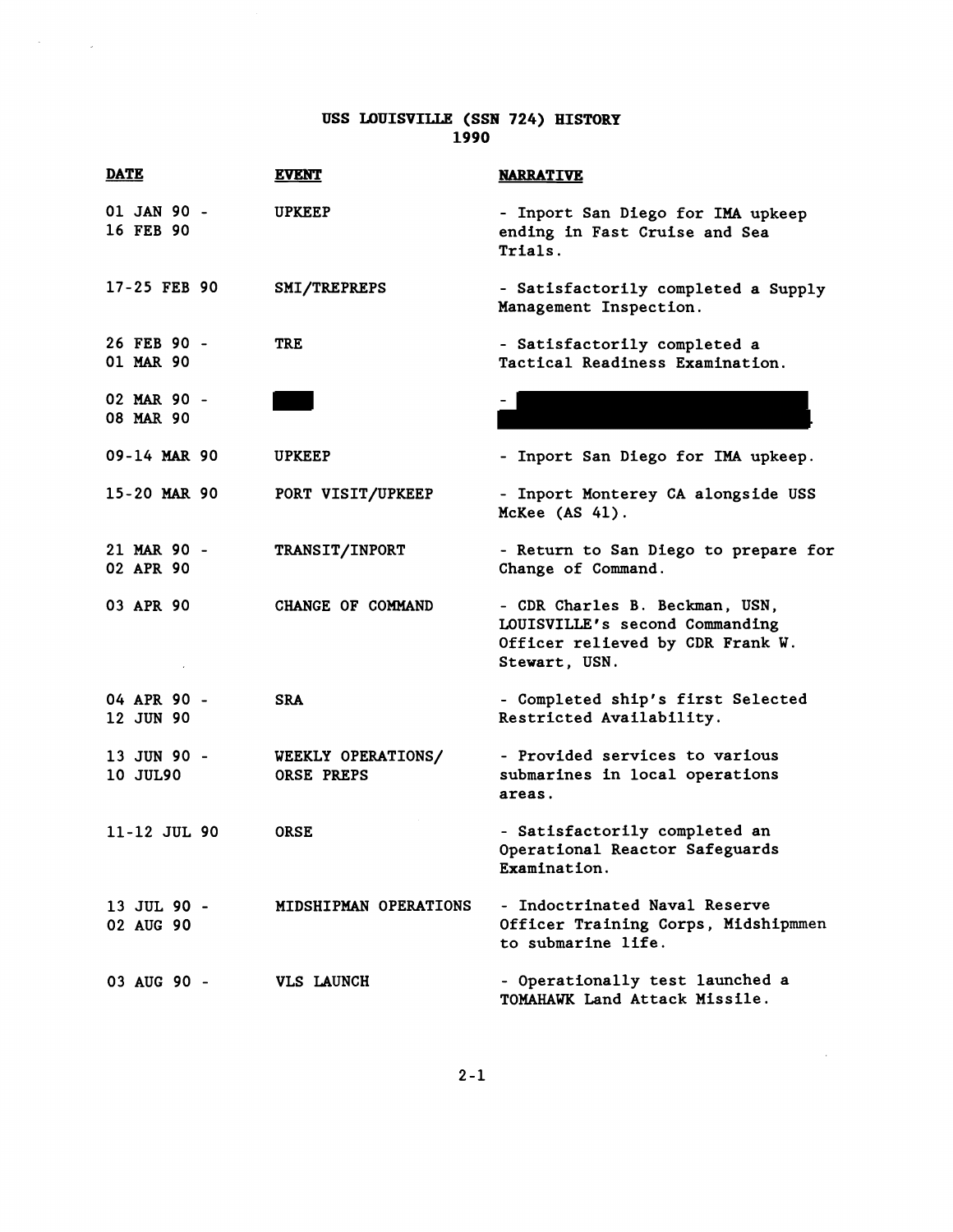# USS LOUISVILLE (SSN 724) HISTORY
## 1990

| DATE | EVENT | NARRATIVE |
| --- | --- | --- |
| 01 JAN 90 - 16 FEB 90 | UPKEEP | - Inport San Diego for IMA upkeep ending in Fast Cruise and Sea Trials. |
| 17-25 FEB 90 | SMI/TREPREPS | - Satisfactorily completed a Supply Management Inspection. |
| 26 FEB 90 - 01 MAR 90 | TRE | - Satisfactorily completed a Tactical Readiness Examination. |
| 02 MAR 90 - 08 MAR 90 | [REDACTED] | - [REDACTED] |
| 09-14 MAR 90 | UPKEEP | - Inport San Diego for IMA upkeep. |
| 15-20 MAR 90 | PORT VISIT/UPKEEP | - Inport Monterey CA alongside USS McKee (AS 41). |
| 21 MAR 90 - 02 APR 90 | TRANSIT/INPORT | - Return to San Diego to prepare for Change of Command. |
| 03 APR 90 | CHANGE OF COMMAND | - CDR Charles B. Beckman, USN, LOUISVILLE's second Commanding Officer relieved by CDR Frank W. Stewart, USN. |
| 04 APR 90 - 12 JUN 90 | SRA | - Completed ship's first Selected Restricted Availability. |
| 13 JUN 90 - 10 JUL90 | WEEKLY OPERATIONS/ ORSE PREPS | - Provided services to various submarines in local operations areas. |
| 11-12 JUL 90 | ORSE | - Satisfactorily completed an Operational Reactor Safeguards Examination. |
| 13 JUL 90 - 02 AUG 90 | MIDSHIPMAN OPERATIONS | - Indoctrinated Naval Reserve Officer Training Corps, Midshipmmen to submarine life. |
| 03 AUG 90 - | VLS LAUNCH | - Operationally test launched a TOMAHAWK Land Attack Missile. |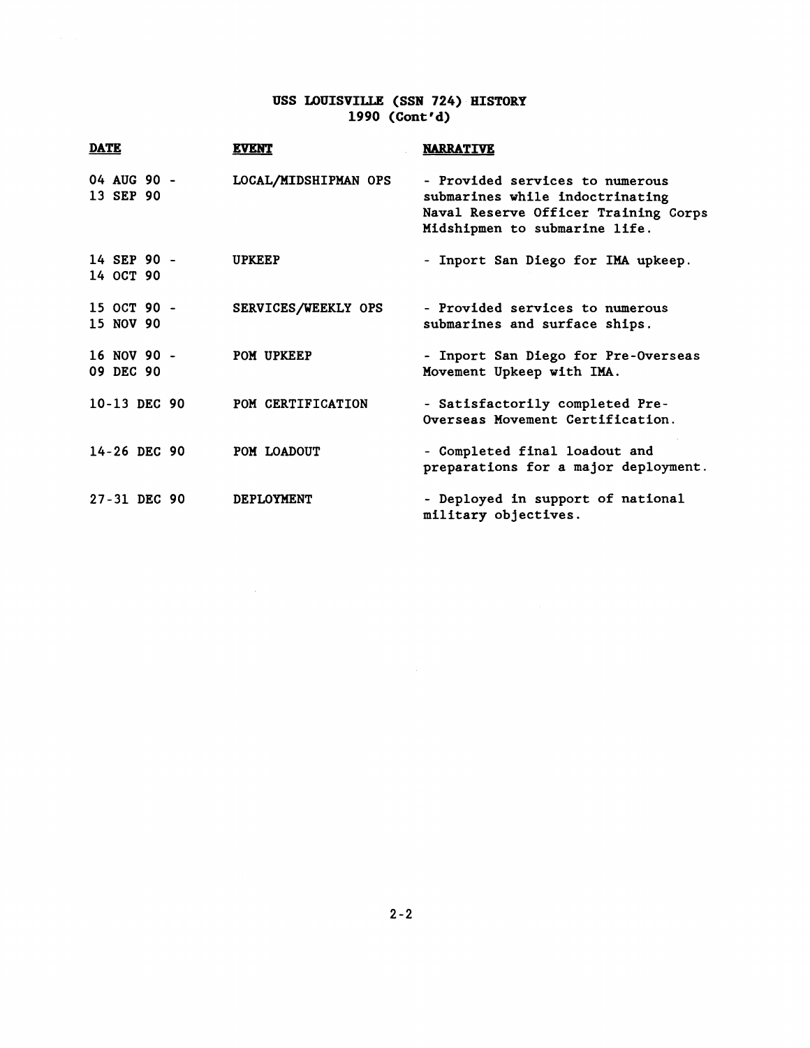## USS LOUISVILLE (SSN 724) HISTORY
## 1990 (Cont'd)

| DATE | EVENT | NARRATIVE |
| --- | --- | --- |
| 04 AUG 90 - 13 SEP 90 | LOCAL/MIDSHIPMAN OPS | - Provided services to numerous submarines while indoctrinating Naval Reserve Officer Training Corps Midshipmen to submarine life. |
| 14 SEP 90 - 14 OCT 90 | UPKEEP | - Inport San Diego for IMA upkeep. |
| 15 OCT 90 - 15 NOV 90 | SERVICES/WEEKLY OPS | - Provided services to numerous submarines and surface ships. |
| 16 NOV 90 - 09 DEC 90 | POM UPKEEP | - Inport San Diego for Pre-Overseas Movement Upkeep with IMA. |
| 10-13 DEC 90 | POM CERTIFICATION | - Satisfactorily completed Pre-Overseas Movement Certification. |
| 14-26 DEC 90 | POM LOADOUT | - Completed final loadout and preparations for a major deployment. |
| 27-31 DEC 90 | DEPLOYMENT | - Deployed in support of national military objectives. |